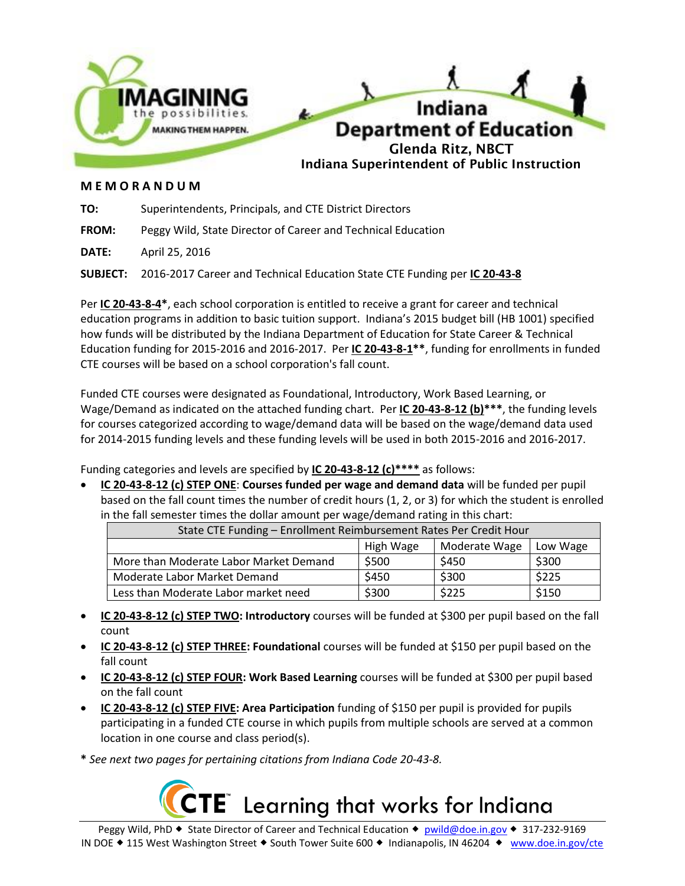Indiana Department of Education

Glenda Ritz, NBCT

Indiana Superintendent of Public Instruction

## MEMORANDUM

**TO:** Superintendents, Principals, and CTE District Directors

**FROM:** Peggy Wild, State Director of Career and Technical Education

**DATE:** April 25, 2016

**SUBJECT:** 2016-2017 Career and Technical Education State CTE Funding per **IC 20-43-8**

Per **IC 20-43-8-4***, each school corporation is entitled to receive a grant for career and technical education programs in addition to basic tuition support. Indiana's 2015 budget bill (HB 1001) specified how funds will be distributed by the Indiana Department of Education for State Career & Technical Education funding for 2015-2016 and 2016-2017. Per **IC 20-43-8-1****, funding for enrollments in funded CTE courses will be based on a school corporation's fall count.

Funded CTE courses were designated as Foundational, Introductory, Work Based Learning, or Wage/Demand as indicated on the attached funding chart. Per **IC 20-43-8-12 (b)*****, the funding levels for courses categorized according to wage/demand data will be based on the wage/demand data used for 2014-2015 funding levels and these funding levels will be used in both 2015-2016 and 2016-2017.

Funding categories and levels are specified by **IC 20-43-8-12 (c)****** as follows:

- **IC 20-43-8-12 (c) STEP ONE**: **Courses funded per wage and demand data** will be funded per pupil based on the fall count times the number of credit hours (1, 2, or 3) for which the student is enrolled in the fall semester times the dollar amount per wage/demand rating in this chart:

| State CTE Funding – Enrollment Reimbursement Rates Per Credit Hour | | | |
|---|---|---|---|
| | High Wage | Moderate Wage | Low Wage |
| More than Moderate Labor Market Demand | $500 | $450 | $300 |
| Moderate Labor Market Demand | $450 | $300 | $225 |
| Less than Moderate Labor market need | $300 | $225 | $150 |

- **IC 20-43-8-12 (c) STEP TWO: Introductory** courses will be funded at $300 per pupil based on the fall count
- **IC 20-43-8-12 (c) STEP THREE: Foundational** courses will be funded at $150 per pupil based on the fall count
- **IC 20-43-8-12 (c) STEP FOUR: Work Based Learning** courses will be funded at $300 per pupil based on the fall count
- **IC 20-43-8-12 (c) STEP FIVE: Area Participation** funding of $150 per pupil is provided for pupils participating in a funded CTE course in which pupils from multiple schools are served at a common location in one course and class period(s).

**\*** *See next two pages for pertaining citations from Indiana Code 20-43-8.*

CTE Learning that works for Indiana

Peggy Wild, PhD ◆ State Director of Career and Technical Education ◆ pwild@doe.in.gov ◆ 317-232-9169
IN DOE ◆ 115 West Washington Street ◆ South Tower Suite 600 ◆ Indianapolis, IN 46204 ◆ www.doe.in.gov/cte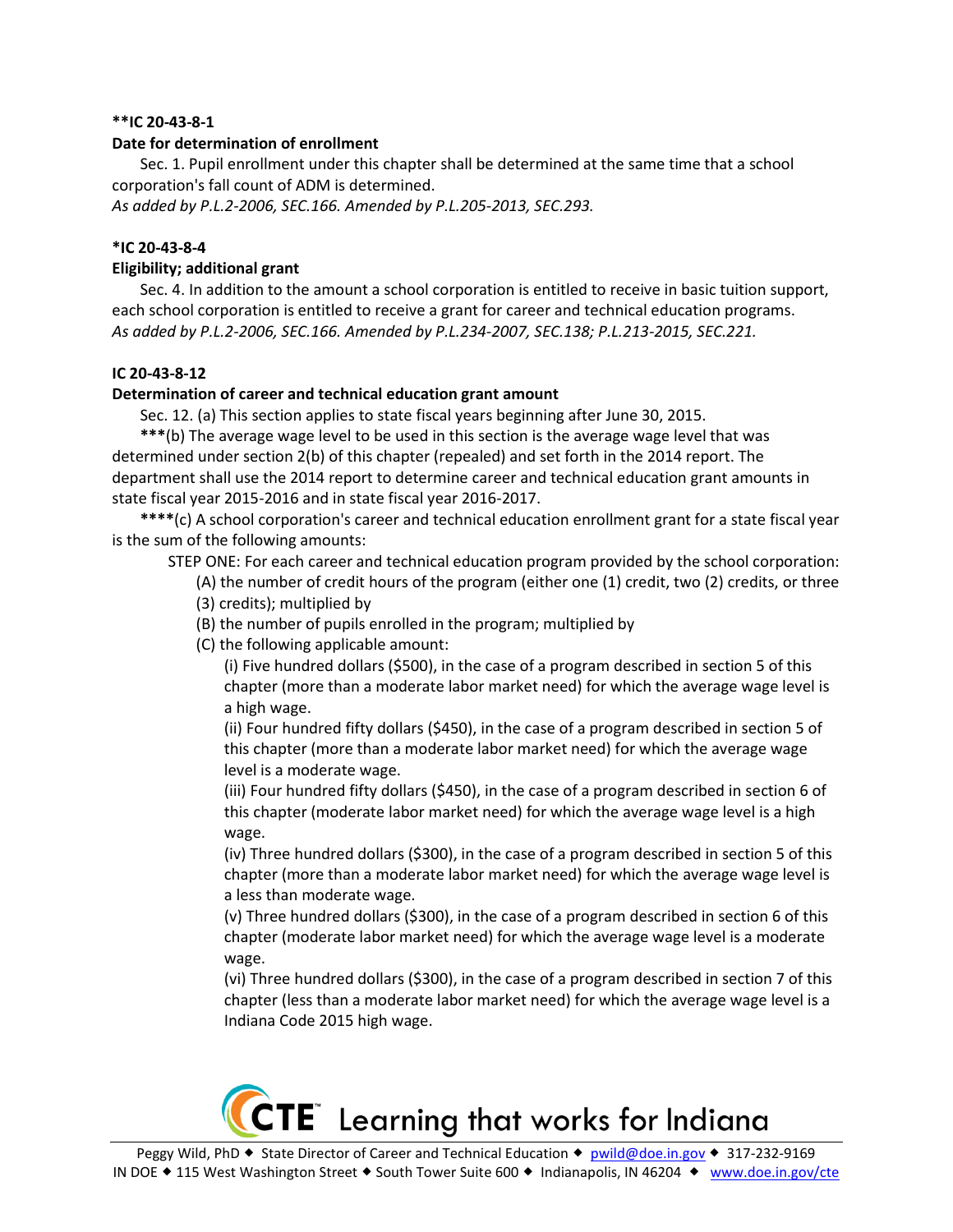**IC 20-43-8-1

**Date for determination of enrollment**

Sec. 1. Pupil enrollment under this chapter shall be determined at the same time that a school corporation's fall count of ADM is determined.

*As added by P.L.2-2006, SEC.166. Amended by P.L.205-2013, SEC.293.*

***IC 20-43-8-4**

**Eligibility; additional grant**

Sec. 4. In addition to the amount a school corporation is entitled to receive in basic tuition support, each school corporation is entitled to receive a grant for career and technical education programs.

*As added by P.L.2-2006, SEC.166. Amended by P.L.234-2007, SEC.138; P.L.213-2015, SEC.221.*

**IC 20-43-8-12**

**Determination of career and technical education grant amount**

Sec. 12. (a) This section applies to state fiscal years beginning after June 30, 2015.

*****(b) The average wage level to be used in this section is the average wage level that was determined under section 2(b) of this chapter (repealed) and set forth in the 2014 report. The department shall use the 2014 report to determine career and technical education grant amounts in state fiscal year 2015-2016 and in state fiscal year 2016-2017.

******(c) A school corporation's career and technical education enrollment grant for a state fiscal year is the sum of the following amounts:

STEP ONE: For each career and technical education program provided by the school corporation:

(A) the number of credit hours of the program (either one (1) credit, two (2) credits, or three (3) credits); multiplied by

(B) the number of pupils enrolled in the program; multiplied by

(C) the following applicable amount:

(i) Five hundred dollars ($500), in the case of a program described in section 5 of this chapter (more than a moderate labor market need) for which the average wage level is a high wage.

(ii) Four hundred fifty dollars ($450), in the case of a program described in section 5 of this chapter (more than a moderate labor market need) for which the average wage level is a moderate wage.

(iii) Four hundred fifty dollars ($450), in the case of a program described in section 6 of this chapter (moderate labor market need) for which the average wage level is a high wage.

(iv) Three hundred dollars ($300), in the case of a program described in section 5 of this chapter (more than a moderate labor market need) for which the average wage level is a less than moderate wage.

(v) Three hundred dollars ($300), in the case of a program described in section 6 of this chapter (moderate labor market need) for which the average wage level is a moderate wage.

(vi) Three hundred dollars ($300), in the case of a program described in section 7 of this chapter (less than a moderate labor market need) for which the average wage level is a Indiana Code 2015 high wage.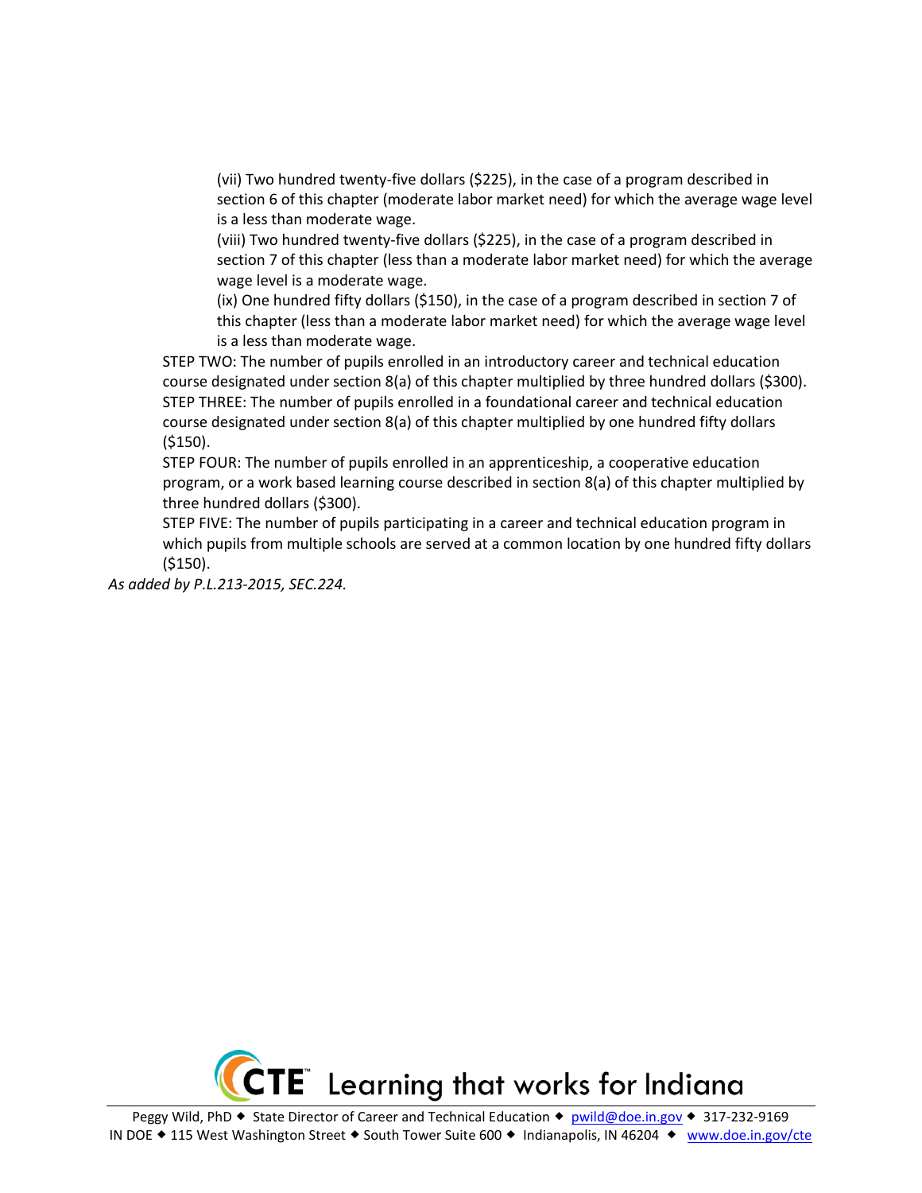(vii) Two hundred twenty-five dollars ($225), in the case of a program described in section 6 of this chapter (moderate labor market need) for which the average wage level is a less than moderate wage.

(viii) Two hundred twenty-five dollars ($225), in the case of a program described in section 7 of this chapter (less than a moderate labor market need) for which the average wage level is a moderate wage.

(ix) One hundred fifty dollars ($150), in the case of a program described in section 7 of this chapter (less than a moderate labor market need) for which the average wage level is a less than moderate wage.

STEP TWO: The number of pupils enrolled in an introductory career and technical education course designated under section 8(a) of this chapter multiplied by three hundred dollars ($300).

STEP THREE: The number of pupils enrolled in a foundational career and technical education course designated under section 8(a) of this chapter multiplied by one hundred fifty dollars ($150).

STEP FOUR: The number of pupils enrolled in an apprenticeship, a cooperative education program, or a work based learning course described in section 8(a) of this chapter multiplied by three hundred dollars ($300).

STEP FIVE: The number of pupils participating in a career and technical education program in which pupils from multiple schools are served at a common location by one hundred fifty dollars ($150).

*As added by P.L.213-2015, SEC.224.*

CTE Learning that works for Indiana

Peggy Wild, PhD ◆ State Director of Career and Technical Education ◆ pwild@doe.in.gov ◆ 317-232-9169
IN DOE ◆ 115 West Washington Street ◆ South Tower Suite 600 ◆ Indianapolis, IN 46204 ◆ www.doe.in.gov/cte